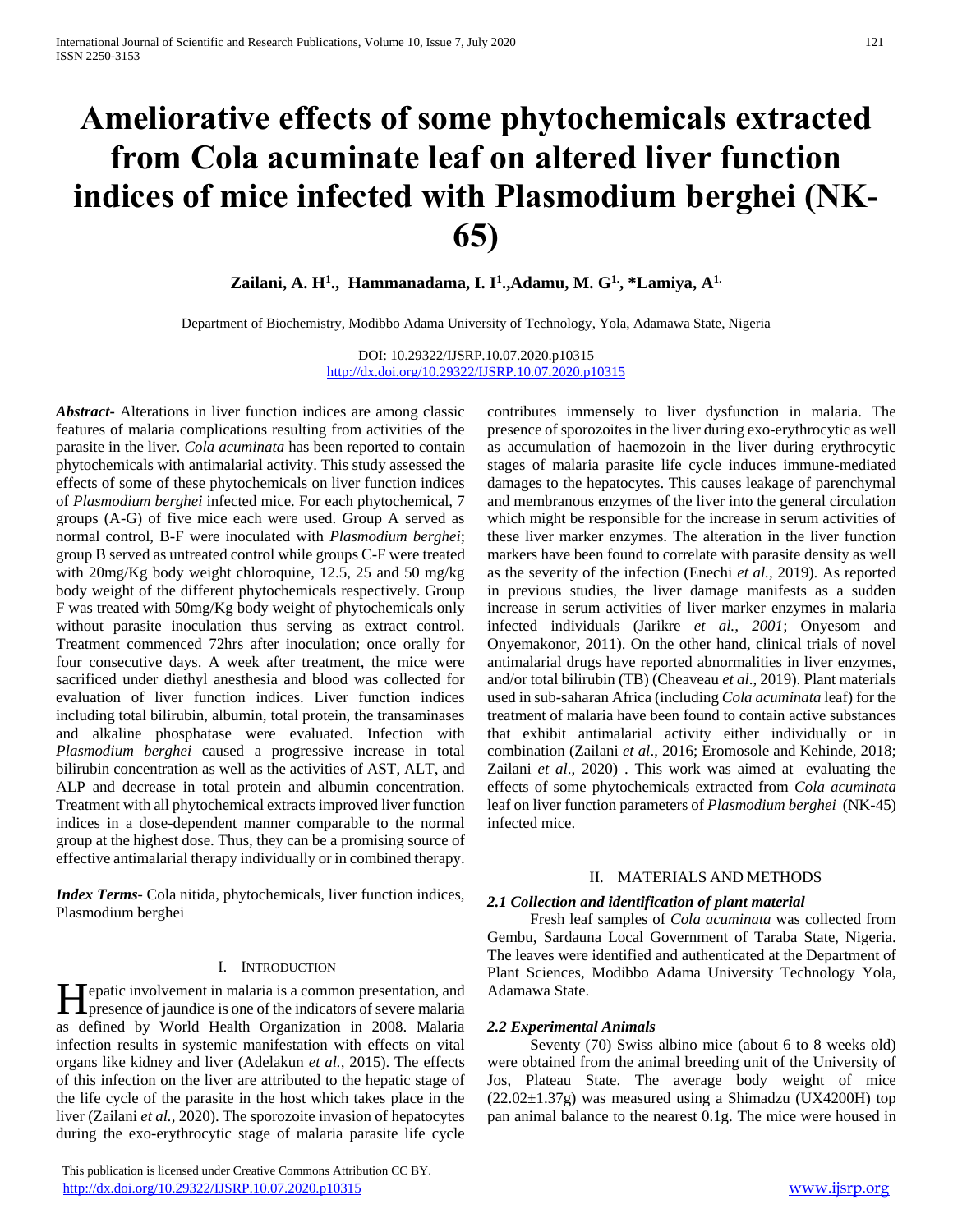# Ameliorative effects of some phytochemicals extracted from Cola acuminate leaf on altered liver function indices of mice infected with Plasmodium berghei (NK-65)

**Zailani, A. H[1]., Hammanadama, I. I[1].,Adamu, M. G[1]., *Lamiya, A[1].**

Department of Biochemistry, Modibbo Adama University of Technology, Yola, Adamawa State, Nigeria

DOI: 10.29322/IJSRP.10.07.2020.p10315
http://dx.doi.org/10.29322/IJSRP.10.07.2020.p10315

***Abstract***- Alterations in liver function indices are among classic features of malaria complications resulting from activities of the parasite in the liver. *Cola acuminata* has been reported to contain phytochemicals with antimalarial activity. This study assessed the effects of some of these phytochemicals on liver function indices of *Plasmodium berghei* infected mice. For each phytochemical, 7 groups (A-G) of five mice each were used. Group A served as normal control, B-F were inoculated with *Plasmodium berghei*; group B served as untreated control while groups C-F were treated with 20mg/Kg body weight chloroquine, 12.5, 25 and 50 mg/kg body weight of the different phytochemicals respectively. Group F was treated with 50mg/Kg body weight of phytochemicals only without parasite inoculation thus serving as extract control. Treatment commenced 72hrs after inoculation; once orally for four consecutive days. A week after treatment, the mice were sacrificed under diethyl anesthesia and blood was collected for evaluation of liver function indices. Liver function indices including total bilirubin, albumin, total protein, the transaminases and alkaline phosphatase were evaluated. Infection with *Plasmodium berghei* caused a progressive increase in total bilirubin concentration as well as the activities of AST, ALT, and ALP and decrease in total protein and albumin concentration. Treatment with all phytochemical extracts improved liver function indices in a dose-dependent manner comparable to the normal group at the highest dose. Thus, they can be a promising source of effective antimalarial therapy individually or in combined therapy.

***Index Terms***- Cola nitida, phytochemicals, liver function indices, Plasmodium berghei

## I. Introduction

Hepatic involvement in malaria is a common presentation, and presence of jaundice is one of the indicators of severe malaria as defined by World Health Organization in 2008. Malaria infection results in systemic manifestation with effects on vital organs like kidney and liver (Adelakun *et al.,* 2015). The effects of this infection on the liver are attributed to the hepatic stage of the life cycle of the parasite in the host which takes place in the liver (Zailani *et al.,* 2020). The sporozoite invasion of hepatocytes during the exo-erythrocytic stage of malaria parasite life cycle contributes immensely to liver dysfunction in malaria. The presence of sporozoites in the liver during exo-erythrocytic as well as accumulation of haemozoin in the liver during erythrocytic stages of malaria parasite life cycle induces immune-mediated damages to the hepatocytes. This causes leakage of parenchymal and membranous enzymes of the liver into the general circulation which might be responsible for the increase in serum activities of these liver marker enzymes. The alteration in the liver function markers have been found to correlate with parasite density as well as the severity of the infection (Enechi *et al.,* 2019). As reported in previous studies, the liver damage manifests as a sudden increase in serum activities of liver marker enzymes in malaria infected individuals (Jarikre *et al., 2001*; Onyesom and Onyemakonor, 2011). On the other hand, clinical trials of novel antimalarial drugs have reported abnormalities in liver enzymes, and/or total bilirubin (TB) (Cheaveau *et al*., 2019). Plant materials used in sub-saharan Africa (including *Cola acuminata* leaf) for the treatment of malaria have been found to contain active substances that exhibit antimalarial activity either individually or in combination (Zailani *et al*., 2016; Eromosole and Kehinde, 2018; Zailani *et al*., 2020) . This work was aimed at evaluating the effects of some phytochemicals extracted from *Cola acuminata* leaf on liver function parameters of *Plasmodium berghei* (NK-45) infected mice.

## II. Materials and Methods

### *2.1 Collection and identification of plant material*

Fresh leaf samples of *Cola acuminata* was collected from Gembu, Sardauna Local Government of Taraba State, Nigeria. The leaves were identified and authenticated at the Department of Plant Sciences, Modibbo Adama University Technology Yola, Adamawa State.

### *2.2 Experimental Animals*

Seventy (70) Swiss albino mice (about 6 to 8 weeks old) were obtained from the animal breeding unit of the University of Jos, Plateau State. The average body weight of mice ($22.02\pm1.37$g) was measured using a Shimadzu (UX4200H) top pan animal balance to the nearest 0.1g. The mice were housed in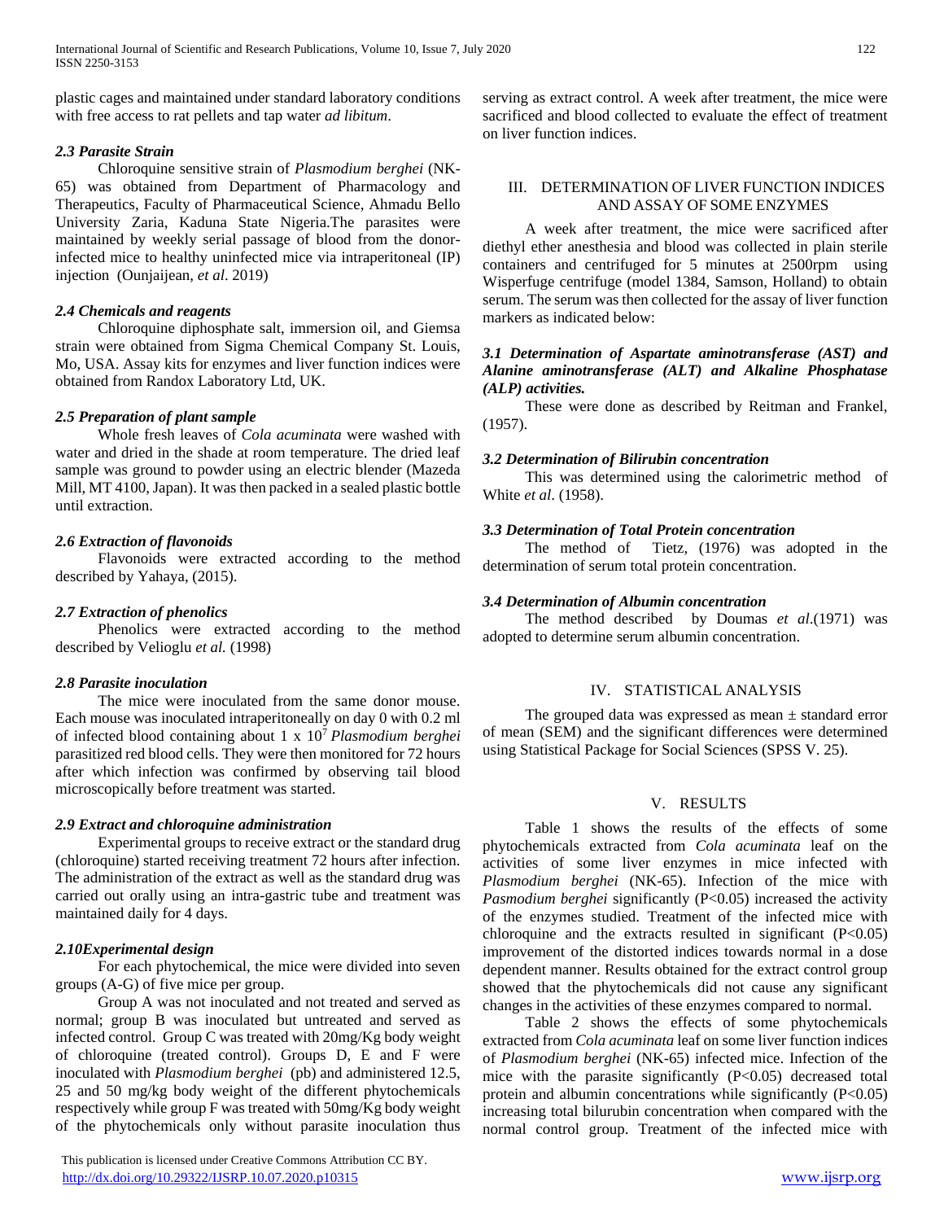plastic cages and maintained under standard laboratory conditions with free access to rat pellets and tap water *ad libitum*.

### *2.3 Parasite Strain*

Chloroquine sensitive strain of *Plasmodium berghei* (NK-65) was obtained from Department of Pharmacology and Therapeutics, Faculty of Pharmaceutical Science, Ahmadu Bello University Zaria, Kaduna State Nigeria.The parasites were maintained by weekly serial passage of blood from the donor-infected mice to healthy uninfected mice via intraperitoneal (IP) injection (Ounjaijean, *et al*. 2019)

### *2.4 Chemicals and reagents*

Chloroquine diphosphate salt, immersion oil, and Giemsa strain were obtained from Sigma Chemical Company St. Louis, Mo, USA. Assay kits for enzymes and liver function indices were obtained from Randox Laboratory Ltd, UK.

### *2.5 Preparation of plant sample*

Whole fresh leaves of *Cola acuminata* were washed with water and dried in the shade at room temperature. The dried leaf sample was ground to powder using an electric blender (Mazeda Mill, MT 4100, Japan). It was then packed in a sealed plastic bottle until extraction.

### *2.6 Extraction of flavonoids*

Flavonoids were extracted according to the method described by Yahaya, (2015).

### *2.7 Extraction of phenolics*

Phenolics were extracted according to the method described by Velioglu *et al.* (1998)

### *2.8 Parasite inoculation*

The mice were inoculated from the same donor mouse. Each mouse was inoculated intraperitoneally on day 0 with 0.2 ml of infected blood containing about 1 x $10^7$ *Plasmodium berghei* parasitized red blood cells. They were then monitored for 72 hours after which infection was confirmed by observing tail blood microscopically before treatment was started.

### *2.9 Extract and chloroquine administration*

Experimental groups to receive extract or the standard drug (chloroquine) started receiving treatment 72 hours after infection. The administration of the extract as well as the standard drug was carried out orally using an intra-gastric tube and treatment was maintained daily for 4 days.

### *2.10Experimental design*

For each phytochemical, the mice were divided into seven groups (A-G) of five mice per group.

Group A was not inoculated and not treated and served as normal; group B was inoculated but untreated and served as infected control. Group C was treated with 20mg/Kg body weight of chloroquine (treated control). Groups D, E and F were inoculated with *Plasmodium berghei* (pb) and administered 12.5, 25 and 50 mg/kg body weight of the different phytochemicals respectively while group F was treated with 50mg/Kg body weight of the phytochemicals only without parasite inoculation thus serving as extract control. A week after treatment, the mice were sacrificed and blood collected to evaluate the effect of treatment on liver function indices.

## III. DETERMINATION OF LIVER FUNCTION INDICES AND ASSAY OF SOME ENZYMES

A week after treatment, the mice were sacrificed after diethyl ether anesthesia and blood was collected in plain sterile containers and centrifuged for 5 minutes at 2500rpm using Wisperfuge centrifuge (model 1384, Samson, Holland) to obtain serum. The serum was then collected for the assay of liver function markers as indicated below:

### *3.1 Determination of Aspartate aminotransferase (AST) and Alanine aminotransferase (ALT) and Alkaline Phosphatase (ALP) activities.*

These were done as described by Reitman and Frankel, (1957).

### *3.2 Determination of Bilirubin concentration*

This was determined using the calorimetric method of White *et al*. (1958).

### *3.3 Determination of Total Protein concentration*

The method of Tietz, (1976) was adopted in the determination of serum total protein concentration.

### *3.4 Determination of Albumin concentration*

The method described by Doumas *et al*.(1971) was adopted to determine serum albumin concentration.

## IV. STATISTICAL ANALYSIS

The grouped data was expressed as mean ± standard error of mean (SEM) and the significant differences were determined using Statistical Package for Social Sciences (SPSS V. 25).

## V. RESULTS

Table 1 shows the results of the effects of some phytochemicals extracted from *Cola acuminata* leaf on the activities of some liver enzymes in mice infected with *Plasmodium berghei* (NK-65). Infection of the mice with *Pasmodium berghei* significantly ($P<0.05$) increased the activity of the enzymes studied. Treatment of the infected mice with chloroquine and the extracts resulted in significant ($P<0.05$) improvement of the distorted indices towards normal in a dose dependent manner. Results obtained for the extract control group showed that the phytochemicals did not cause any significant changes in the activities of these enzymes compared to normal.

Table 2 shows the effects of some phytochemicals extracted from *Cola acuminata* leaf on some liver function indices of *Plasmodium berghei* (NK-65) infected mice. Infection of the mice with the parasite significantly ($P<0.05$) decreased total protein and albumin concentrations while significantly ($P<0.05$) increasing total bilurubin concentration when compared with the normal control group. Treatment of the infected mice with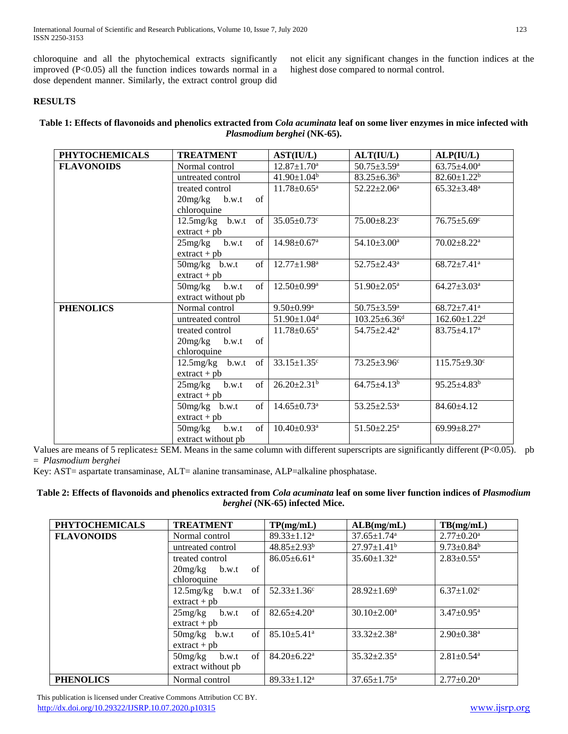chloroquine and all the phytochemical extracts significantly improved ($P<0.05$) all the function indices towards normal in a dose dependent manner. Similarly, the extract control group did not elicit any significant changes in the function indices at the highest dose compared to normal control.

## RESULTS

**Table 1: Effects of flavonoids and phenolics extracted from *Cola acuminata* leaf on some liver enzymes in mice infected with *Plasmodium berghei* (NK-65).**

| PHYTOCHEMICALS | TREATMENT | AST(IU/L) | ALT(IU/L) | ALP(IU/L) |
|---|---|---|---|---|
| FLAVONOIDS | Normal control | $12.87±1.70^a$ | $50.75±3.59^a$ | $63.75±4.00^a$ |
| | untreated control | $41.90±1.04^b$ | $83.25±6.36^b$ | $82.60±1.22^b$ |
| | treated control 20mg/kg b.w.t of chloroquine | $11.78±0.65^a$ | $52.22±2.06^a$ | $65.32±3.48^a$ |
| | 12.5mg/kg b.w.t of extract + pb | $35.05±0.73^c$ | $75.00±8.23^c$ | $76.75±5.69^c$ |
| | 25mg/kg b.w.t of extract + pb | $14.98±0.67^a$ | $54.10±3.00^a$ | $70.02±8.22^a$ |
| | 50mg/kg b.w.t of extract + pb | $12.77±1.98^a$ | $52.75±2.43^a$ | $68.72±7.41^a$ |
| | 50mg/kg b.w.t of extract without pb | $12.50±0.99^a$ | $51.90±2.05^a$ | $64.27±3.03^a$ |
| PHENOLICS | Normal control | $9.50±0.99^a$ | $50.75±3.59^a$ | $68.72±7.41^a$ |
| | untreated control | $51.90±1.04^d$ | $103.25±6.36^d$ | $162.60±1.22^d$ |
| | treated control 20mg/kg b.w.t of chloroquine | $11.78±0.65^a$ | $54.75±2.42^a$ | $83.75±4.17^a$ |
| | 12.5mg/kg b.w.t of extract + pb | $33.15±1.35^c$ | $73.25±3.96^c$ | $115.75±9.30^c$ |
| | 25mg/kg b.w.t of extract + pb | $26.20±2.31^b$ | $64.75±4.13^b$ | $95.25±4.83^b$ |
| | 50mg/kg b.w.t of extract + pb | $14.65±0.73^a$ | $53.25±2.53^a$ | 84.60±4.12 |
| | 50mg/kg b.w.t of extract without pb | $10.40±0.93^a$ | $51.50±2.25^a$ | $69.99±8.27^a$ |

Values are means of 5 replicates± SEM. Means in the same column with different superscripts are significantly different ($P<0.05$). pb = *Plasmodium berghei*

Key: AST= aspartate transaminase, ALT= alanine transaminase, ALP=alkaline phosphatase.

**Table 2: Effects of flavonoids and phenolics extracted from *Cola acuminata* leaf on some liver function indices of *Plasmodium berghei* (NK-65) infected Mice.**

| PHYTOCHEMICALS | TREATMENT | TP(mg/mL) | ALB(mg/mL) | TB(mg/mL) |
|---|---|---|---|---|
| FLAVONOIDS | Normal control | $89.33±1.12^a$ | $37.65±1.74^a$ | $2.77±0.20^a$ |
| | untreated control | $48.85±2.93^b$ | $27.97±1.41^b$ | $9.73±0.84^b$ |
| | treated control 20mg/kg b.w.t of chloroquine | $86.05±6.61^a$ | $35.60±1.32^a$ | $2.83±0.55^a$ |
| | 12.5mg/kg b.w.t of extract + pb | $52.33±1.36^c$ | $28.92±1.69^b$ | $6.37±1.02^c$ |
| | 25mg/kg b.w.t of extract + pb | $82.65±4.20^a$ | $30.10±2.00^a$ | $3.47±0.95^a$ |
| | 50mg/kg b.w.t of extract + pb | $85.10±5.41^a$ | $33.32±2.38^a$ | $2.90±0.38^a$ |
| | 50mg/kg b.w.t of extract without pb | $84.20±6.22^a$ | $35.32±2.35^a$ | $2.81±0.54^a$ |
| PHENOLICS | Normal control | $89.33±1.12^a$ | $37.65±1.75^a$ | $2.77±0.20^a$ |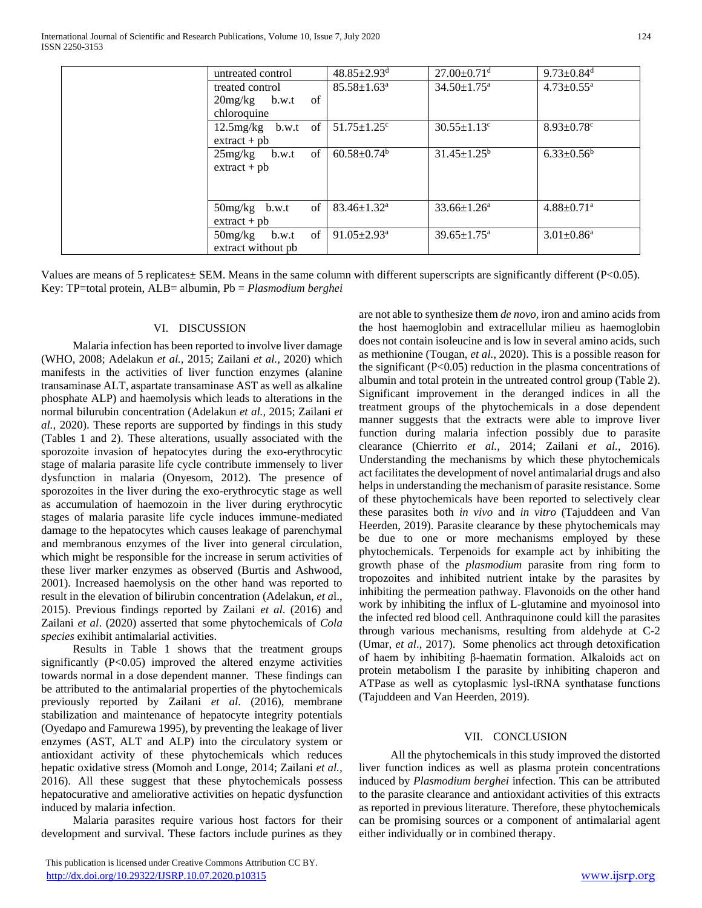| | | | |
|---|---|---|---|
| | untreated control | 48.85±2.93[d] | 27.00±0.71[d] | 9.73±0.84[d] |
| | treated control 20mg/kg b.w.t of chloroquine | 85.58±1.63[a] | 34.50±1.75[a] | 4.73±0.55[a] |
| | 12.5mg/kg b.w.t of extract + pb | 51.75±1.25[c] | 30.55±1.13[c] | 8.93±0.78[c] |
| | 25mg/kg b.w.t of extract + pb | 60.58±0.74[b] | 31.45±1.25[b] | 6.33±0.56[b] |
| | 50mg/kg b.w.t of extract + pb | 83.46±1.32[a] | 33.66±1.26[a] | 4.88±0.71[a] |
| | 50mg/kg b.w.t of extract without pb | 91.05±2.93[a] | 39.65±1.75[a] | 3.01±0.86[a] |

Values are means of 5 replicates± SEM. Means in the same column with different superscripts are significantly different (P<0.05). Key: TP=total protein, ALB= albumin, Pb = *Plasmodium berghei*

## VI. DISCUSSION

Malaria infection has been reported to involve liver damage (WHO, 2008; Adelakun *et al.,* 2015; Zailani *et al.,* 2020) which manifests in the activities of liver function enzymes (alanine transaminase ALT, aspartate transaminase AST as well as alkaline phosphate ALP) and haemolysis which leads to alterations in the normal bilurubin concentration (Adelakun *et al.,* 2015; Zailani *et al.,* 2020). These reports are supported by findings in this study (Tables 1 and 2). These alterations, usually associated with the sporozoite invasion of hepatocytes during the exo-erythrocytic stage of malaria parasite life cycle contribute immensely to liver dysfunction in malaria (Onyesom, 2012). The presence of sporozoites in the liver during the exo-erythrocytic stage as well as accumulation of haemozoin in the liver during erythrocytic stages of malaria parasite life cycle induces immune-mediated damage to the hepatocytes which causes leakage of parenchymal and membranous enzymes of the liver into general circulation, which might be responsible for the increase in serum activities of these liver marker enzymes as observed (Burtis and Ashwood, 2001). Increased haemolysis on the other hand was reported to result in the elevation of bilirubin concentration (Adelakun, *et a*l., 2015). Previous findings reported by Zailani *et al*. (2016) and Zailani *et al*. (2020) asserted that some phytochemicals of *Cola species* exihibit antimalarial activities.

Results in Table 1 shows that the treatment groups significantly (P<0.05) improved the altered enzyme activities towards normal in a dose dependent manner. These findings can be attributed to the antimalarial properties of the phytochemicals previously reported by Zailani *et al*. (2016), membrane stabilization and maintenance of hepatocyte integrity potentials (Oyedapo and Famurewa 1995), by preventing the leakage of liver enzymes (AST, ALT and ALP) into the circulatory system or antioxidant activity of these phytochemicals which reduces hepatic oxidative stress (Momoh and Longe, 2014; Zailani *et al.,* 2016). All these suggest that these phytochemicals possess hepatocurative and ameliorative activities on hepatic dysfunction induced by malaria infection.

Malaria parasites require various host factors for their development and survival. These factors include purines as they are not able to synthesize them *de novo,* iron and amino acids from the host haemoglobin and extracellular milieu as haemoglobin does not contain isoleucine and is low in several amino acids, such as methionine (Tougan, *et al.,* 2020). This is a possible reason for the significant (P<0.05) reduction in the plasma concentrations of albumin and total protein in the untreated control group (Table 2). Significant improvement in the deranged indices in all the treatment groups of the phytochemicals in a dose dependent manner suggests that the extracts were able to improve liver function during malaria infection possibly due to parasite clearance (Chierrito *et al.,* 2014; Zailani *et al.,* 2016). Understanding the mechanisms by which these phytochemicals act facilitates the development of novel antimalarial drugs and also helps in understanding the mechanism of parasite resistance. Some of these phytochemicals have been reported to selectively clear these parasites both *in vivo* and *in vitro* (Tajuddeen and Van Heerden, 2019). Parasite clearance by these phytochemicals may be due to one or more mechanisms employed by these phytochemicals. Terpenoids for example act by inhibiting the growth phase of the *plasmodium* parasite from ring form to tropozoites and inhibited nutrient intake by the parasites by inhibiting the permeation pathway. Flavonoids on the other hand work by inhibiting the influx of L-glutamine and myoinosol into the infected red blood cell. Anthraquinone could kill the parasites through various mechanisms, resulting from aldehyde at C-2 (Umar, *et al*., 2017). Some phenolics act through detoxification of haem by inhibiting β-haematin formation. Alkaloids act on protein metabolism I the parasite by inhibiting chaperon and ATPase as well as cytoplasmic lysl-tRNA synthatase functions (Tajuddeen and Van Heerden, 2019).

## VII. CONCLUSION

All the phytochemicals in this study improved the distorted liver function indices as well as plasma protein concentrations induced by *Plasmodium berghei* infection. This can be attributed to the parasite clearance and antioxidant activities of this extracts as reported in previous literature. Therefore, these phytochemicals can be promising sources or a component of antimalarial agent either individually or in combined therapy.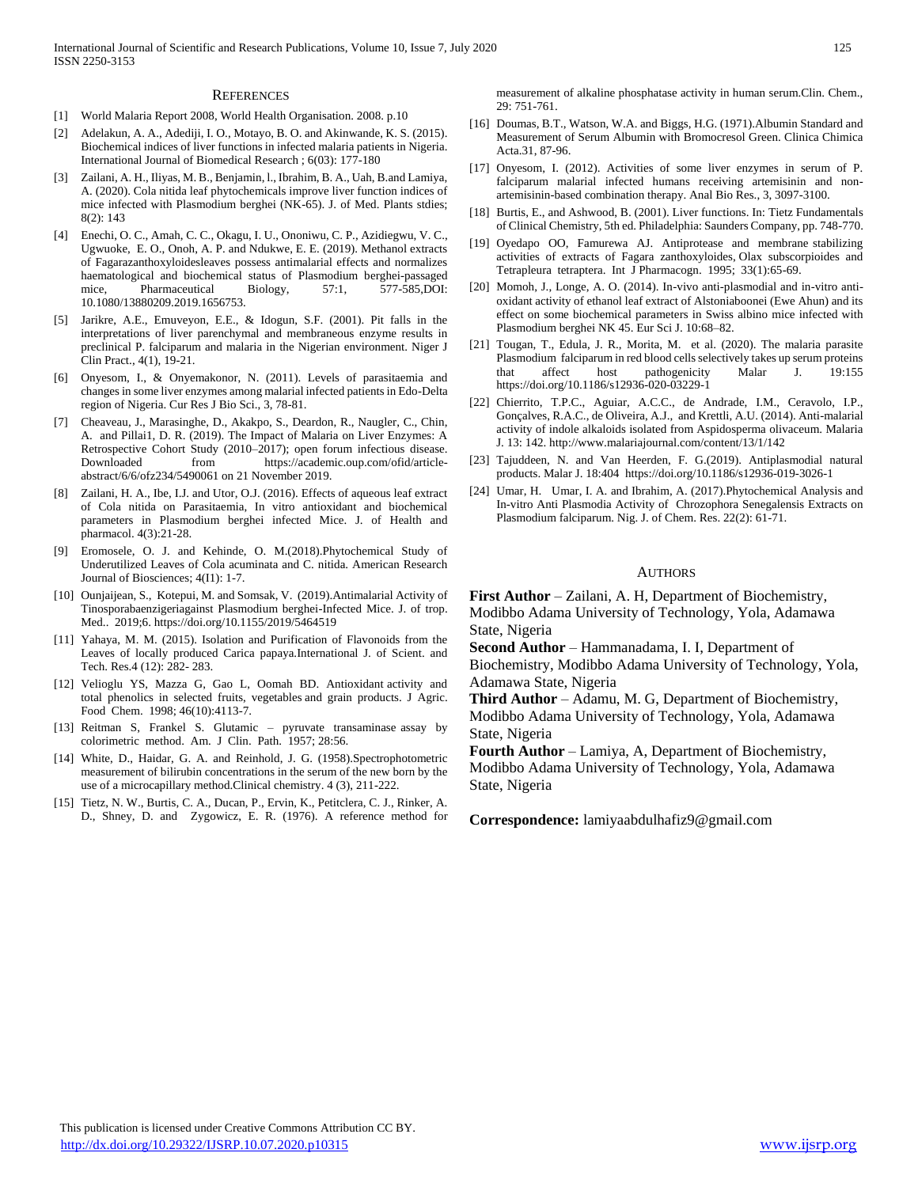## REFERENCES

[1] World Malaria Report 2008, World Health Organisation. 2008. p.10

[2] Adelakun, A. A., Adediji, I. O., Motayo, B. O. and Akinwande, K. S. (2015). Biochemical indices of liver functions in infected malaria patients in Nigeria. International Journal of Biomedical Research ; 6(03): 177-180

[3] Zailani, A. H., Iliyas, M. B., Benjamin, l., Ibrahim, B. A., Uah, B.and Lamiya, A. (2020). Cola nitida leaf phytochemicals improve liver function indices of mice infected with Plasmodium berghei (NK-65). J. of Med. Plants stdies; 8(2): 143

[4] Enechi, O. C., Amah, C. C., Okagu, I. U., Ononiwu, C. P., Azidiegwu, V. C., Ugwuoke, E. O., Onoh, A. P. and Ndukwe, E. E. (2019). Methanol extracts of Fagarazanthoxyloidesleaves possess antimalarial effects and normalizes haematological and biochemical status of Plasmodium berghei-passaged mice, Pharmaceutical Biology, 57:1, 577-585,DOI: 10.1080/13880209.2019.1656753.

[5] Jarikre, A.E., Emuveyon, E.E., & Idogun, S.F. (2001). Pit falls in the interpretations of liver parenchymal and membraneous enzyme results in preclinical P. falciparum and malaria in the Nigerian environment. Niger J Clin Pract., 4(1), 19-21.

[6] Onyesom, I., & Onyemakonor, N. (2011). Levels of parasitaemia and changes in some liver enzymes among malarial infected patients in Edo-Delta region of Nigeria. Cur Res J Bio Sci., 3, 78-81.

[7] Cheaveau, J., Marasinghe, D., Akakpo, S., Deardon, R., Naugler, C., Chin, A. and Pillai1, D. R. (2019). The Impact of Malaria on Liver Enzymes: A Retrospective Cohort Study (2010–2017); open forum infectious disease. Downloaded from https://academic.oup.com/ofid/article-abstract/6/6/ofz234/5490061 on 21 November 2019.

[8] Zailani, H. A., Ibe, I.J. and Utor, O.J. (2016). Effects of aqueous leaf extract of Cola nitida on Parasitaemia, In vitro antioxidant and biochemical parameters in Plasmodium berghei infected Mice. J. of Health and pharmacol. 4(3):21-28.

[9] Eromosele, O. J. and Kehinde, O. M.(2018).Phytochemical Study of Underutilized Leaves of Cola acuminata and C. nitida. American Research Journal of Biosciences; 4(I1): 1-7.

[10] Ounjaijean, S., Kotepui, M. and Somsak, V. (2019).Antimalarial Activity of Tinosporabaenzigeriagainst Plasmodium berghei-Infected Mice. J. of trop. Med.. 2019;6. https://doi.org/10.1155/2019/5464519

[11] Yahaya, M. M. (2015). Isolation and Purification of Flavonoids from the Leaves of locally produced Carica papaya.International J. of Scient. and Tech. Res.4 (12): 282- 283.

[12] Velioglu YS, Mazza G, Gao L, Oomah BD. Antioxidant activity and total phenolics in selected fruits, vegetables and grain products. J Agric. Food Chem. 1998; 46(10):4113-7.

[13] Reitman S, Frankel S. Glutamic – pyruvate transaminase assay by colorimetric method. Am. J Clin. Path. 1957; 28:56.

[14] White, D., Haidar, G. A. and Reinhold, J. G. (1958).Spectrophotometric measurement of bilirubin concentrations in the serum of the new born by the use of a microcapillary method.Clinical chemistry. 4 (3), 211-222.

[15] Tietz, N. W., Burtis, C. A., Ducan, P., Ervin, K., Petitclera, C. J., Rinker, A. D., Shney, D. and Zygowicz, E. R. (1976). A reference method for measurement of alkaline phosphatase activity in human serum.Clin. Chem., 29: 751-761.

[16] Doumas, B.T., Watson, W.A. and Biggs, H.G. (1971).Albumin Standard and Measurement of Serum Albumin with Bromocresol Green. Clinica Chimica Acta.31, 87-96.

[17] Onyesom, I. (2012). Activities of some liver enzymes in serum of P. falciparum malarial infected humans receiving artemisinin and non-artemisinin-based combination therapy. Anal Bio Res., 3, 3097-3100.

[18] Burtis, E., and Ashwood, B. (2001). Liver functions. In: Tietz Fundamentals of Clinical Chemistry, 5th ed. Philadelphia: Saunders Company, pp. 748-770.

[19] Oyedapo OO, Famurewa AJ. Antiprotease and membrane stabilizing activities of extracts of Fagara zanthoxyloides, Olax subscorpioides and Tetrapleura tetraptera. Int J Pharmacogn. 1995; 33(1):65-69.

[20] Momoh, J., Longe, A. O. (2014). In-vivo anti-plasmodial and in-vitro anti-oxidant activity of ethanol leaf extract of Alstoniaboonei (Ewe Ahun) and its effect on some biochemical parameters in Swiss albino mice infected with Plasmodium berghei NK 45. Eur Sci J. 10:68–82.

[21] Tougan, T., Edula, J. R., Morita, M. et al. (2020). The malaria parasite Plasmodium falciparum in red blood cells selectively takes up serum proteins that affect host pathogenicity Malar J. 19:155 https://doi.org/10.1186/s12936-020-03229-1

[22] Chierrito, T.P.C., Aguiar, A.C.C., de Andrade, I.M., Ceravolo, I.P., Gonçalves, R.A.C., de Oliveira, A.J., and Krettli, A.U. (2014). Anti-malarial activity of indole alkaloids isolated from Aspidosperma olivaceum. Malaria J. 13: 142. http://www.malariajournal.com/content/13/1/142

[23] Tajuddeen, N. and Van Heerden, F. G.(2019). Antiplasmodial natural products. Malar J. 18:404 https://doi.org/10.1186/s12936-019-3026-1

[24] Umar, H. Umar, I. A. and Ibrahim, A. (2017).Phytochemical Analysis and In-vitro Anti Plasmodia Activity of Chrozophora Senegalensis Extracts on Plasmodium falciparum. Nig. J. of Chem. Res. 22(2): 61-71.

## AUTHORS

**First Author** – Zailani, A. H, Department of Biochemistry, Modibbo Adama University of Technology, Yola, Adamawa State, Nigeria

**Second Author** – Hammanadama, I. I, Department of Biochemistry, Modibbo Adama University of Technology, Yola, Adamawa State, Nigeria

**Third Author** – Adamu, M. G, Department of Biochemistry, Modibbo Adama University of Technology, Yola, Adamawa State, Nigeria

**Fourth Author** – Lamiya, A, Department of Biochemistry, Modibbo Adama University of Technology, Yola, Adamawa State, Nigeria

**Correspondence:** lamiyaabdulhafiz9@gmail.com